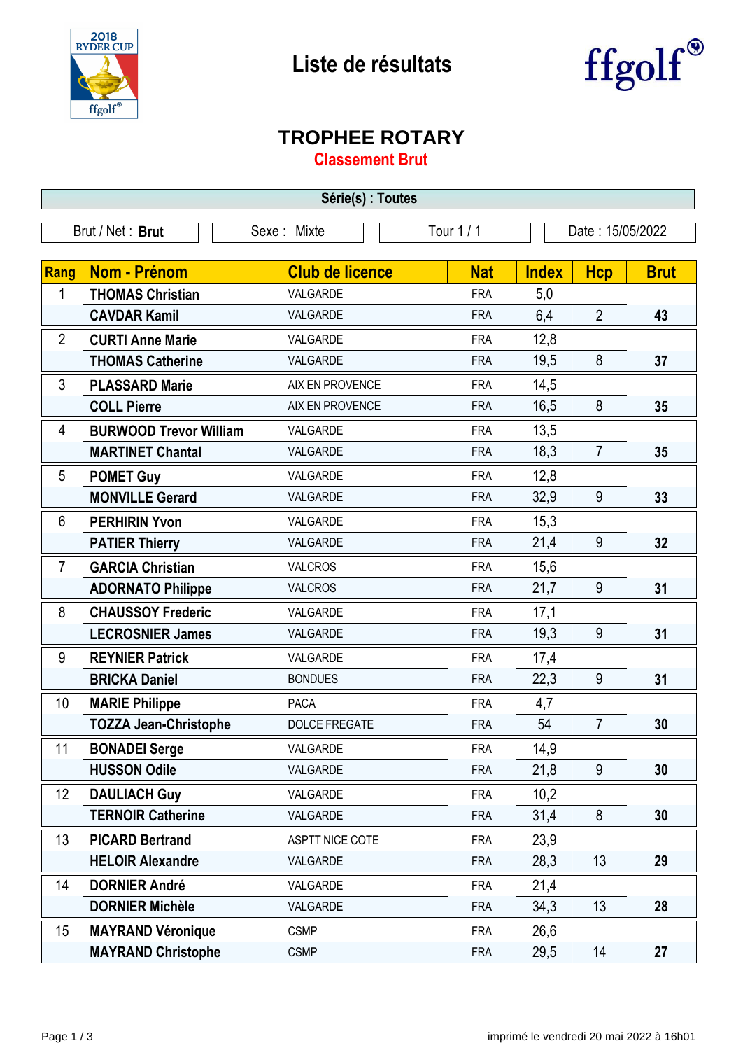# Liste de résultats

## TROPHEE ROTARY

### Classement Brut

**Série(s) : Toutes**

| Brut / Net : **Brut** | Sexe : Mixte | Tour 1 / 1 | Date : 15/05/2022 |
|---|---|---|---|

| Rang | Nom - Prénom | Club de licence | Nat | Index | Hcp | Brut |
|---|---|---|---|---|---|---|
| 1 | **THOMAS Christian** | VALGARDE | FRA | 5,0 | | |
| | **CAVDAR Kamil** | VALGARDE | FRA | 6,4 | 2 | **43** |
| 2 | **CURTI Anne Marie** | VALGARDE | FRA | 12,8 | | |
| | **THOMAS Catherine** | VALGARDE | FRA | 19,5 | 8 | **37** |
| 3 | **PLASSARD Marie** | AIX EN PROVENCE | FRA | 14,5 | | |
| | **COLL Pierre** | AIX EN PROVENCE | FRA | 16,5 | 8 | **35** |
| 4 | **BURWOOD Trevor William** | VALGARDE | FRA | 13,5 | | |
| | **MARTINET Chantal** | VALGARDE | FRA | 18,3 | 7 | **35** |
| 5 | **POMET Guy** | VALGARDE | FRA | 12,8 | | |
| | **MONVILLE Gerard** | VALGARDE | FRA | 32,9 | 9 | **33** |
| 6 | **PERHIRIN Yvon** | VALGARDE | FRA | 15,3 | | |
| | **PATIER Thierry** | VALGARDE | FRA | 21,4 | 9 | **32** |
| 7 | **GARCIA Christian** | VALCROS | FRA | 15,6 | | |
| | **ADORNATO Philippe** | VALCROS | FRA | 21,7 | 9 | **31** |
| 8 | **CHAUSSOY Frederic** | VALGARDE | FRA | 17,1 | | |
| | **LECROSNIER James** | VALGARDE | FRA | 19,3 | 9 | **31** |
| 9 | **REYNIER Patrick** | VALGARDE | FRA | 17,4 | | |
| | **BRICKA Daniel** | BONDUES | FRA | 22,3 | 9 | **31** |
| 10 | **MARIE Philippe** | PACA | FRA | 4,7 | | |
| | **TOZZA Jean-Christophe** | DOLCE FREGATE | FRA | 54 | 7 | **30** |
| 11 | **BONADEI Serge** | VALGARDE | FRA | 14,9 | | |
| | **HUSSON Odile** | VALGARDE | FRA | 21,8 | 9 | **30** |
| 12 | **DAULIACH Guy** | VALGARDE | FRA | 10,2 | | |
| | **TERNOIR Catherine** | VALGARDE | FRA | 31,4 | 8 | **30** |
| 13 | **PICARD Bertrand** | ASPTT NICE COTE | FRA | 23,9 | | |
| | **HELOIR Alexandre** | VALGARDE | FRA | 28,3 | 13 | **29** |
| 14 | **DORNIER André** | VALGARDE | FRA | 21,4 | | |
| | **DORNIER Michèle** | VALGARDE | FRA | 34,3 | 13 | **28** |
| 15 | **MAYRAND Véronique** | CSMP | FRA | 26,6 | | |
| | **MAYRAND Christophe** | CSMP | FRA | 29,5 | 14 | **27** |

imprimé le vendredi 20 mai 2022 à 16h01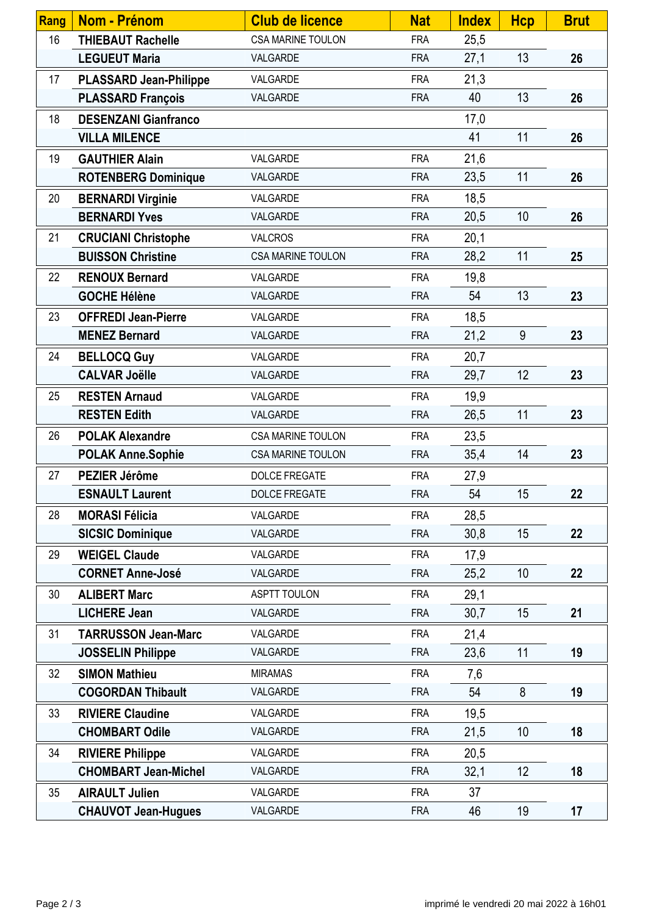| Rang | Nom - Prénom | Club de licence | Nat | Index | Hcp | Brut |
|---|---|---|---|---|---|---|
| 16 | **THIEBAUT Rachelle** | CSA MARINE TOULON | FRA | 25,5 | | |
| | **LEGUEUT Maria** | VALGARDE | FRA | 27,1 | 13 | **26** |
| 17 | **PLASSARD Jean-Philippe** | VALGARDE | FRA | 21,3 | | |
| | **PLASSARD François** | VALGARDE | FRA | 40 | 13 | **26** |
| 18 | **DESENZANI Gianfranco** | | | 17,0 | | |
| | **VILLA MILENCE** | | | 41 | 11 | **26** |
| 19 | **GAUTHIER Alain** | VALGARDE | FRA | 21,6 | | |
| | **ROTENBERG Dominique** | VALGARDE | FRA | 23,5 | 11 | **26** |
| 20 | **BERNARDI Virginie** | VALGARDE | FRA | 18,5 | | |
| | **BERNARDI Yves** | VALGARDE | FRA | 20,5 | 10 | **26** |
| 21 | **CRUCIANI Christophe** | VALCROS | FRA | 20,1 | | |
| | **BUISSON Christine** | CSA MARINE TOULON | FRA | 28,2 | 11 | **25** |
| 22 | **RENOUX Bernard** | VALGARDE | FRA | 19,8 | | |
| | **GOCHE Hélène** | VALGARDE | FRA | 54 | 13 | **23** |
| 23 | **OFFREDI Jean-Pierre** | VALGARDE | FRA | 18,5 | | |
| | **MENEZ Bernard** | VALGARDE | FRA | 21,2 | 9 | **23** |
| 24 | **BELLOCQ Guy** | VALGARDE | FRA | 20,7 | | |
| | **CALVAR Joëlle** | VALGARDE | FRA | 29,7 | 12 | **23** |
| 25 | **RESTEN Arnaud** | VALGARDE | FRA | 19,9 | | |
| | **RESTEN Edith** | VALGARDE | FRA | 26,5 | 11 | **23** |
| 26 | **POLAK Alexandre** | CSA MARINE TOULON | FRA | 23,5 | | |
| | **POLAK Anne.Sophie** | CSA MARINE TOULON | FRA | 35,4 | 14 | **23** |
| 27 | **PEZIER Jérôme** | DOLCE FREGATE | FRA | 27,9 | | |
| | **ESNAULT Laurent** | DOLCE FREGATE | FRA | 54 | 15 | **22** |
| 28 | **MORASI Félicia** | VALGARDE | FRA | 28,5 | | |
| | **SICSIC Dominique** | VALGARDE | FRA | 30,8 | 15 | **22** |
| 29 | **WEIGEL Claude** | VALGARDE | FRA | 17,9 | | |
| | **CORNET Anne-José** | VALGARDE | FRA | 25,2 | 10 | **22** |
| 30 | **ALIBERT Marc** | ASPTT TOULON | FRA | 29,1 | | |
| | **LICHERE Jean** | VALGARDE | FRA | 30,7 | 15 | **21** |
| 31 | **TARRUSSON Jean-Marc** | VALGARDE | FRA | 21,4 | | |
| | **JOSSELIN Philippe** | VALGARDE | FRA | 23,6 | 11 | **19** |
| 32 | **SIMON Mathieu** | MIRAMAS | FRA | 7,6 | | |
| | **COGORDAN Thibault** | VALGARDE | FRA | 54 | 8 | **19** |
| 33 | **RIVIERE Claudine** | VALGARDE | FRA | 19,5 | | |
| | **CHOMBART Odile** | VALGARDE | FRA | 21,5 | 10 | **18** |
| 34 | **RIVIERE Philippe** | VALGARDE | FRA | 20,5 | | |
| | **CHOMBART Jean-Michel** | VALGARDE | FRA | 32,1 | 12 | **18** |
| 35 | **AIRAULT Julien** | VALGARDE | FRA | 37 | | |
| | **CHAUVOT Jean-Hugues** | VALGARDE | FRA | 46 | 19 | **17** |

imprimé le vendredi 20 mai 2022 à 16h01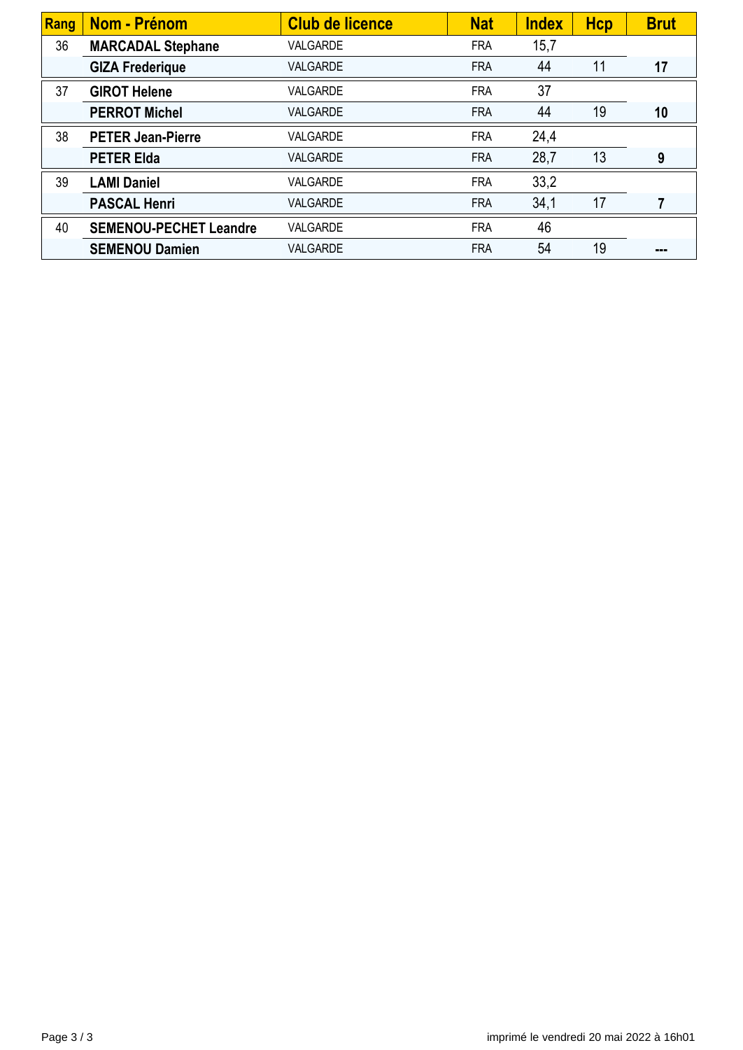| Rang | Nom - Prénom | Club de licence | Nat | Index | Hcp | Brut |
|---|---|---|---|---|---|---|
| 36 | **MARCADAL Stephane** | VALGARDE | FRA | 15,7 | | |
| | **GIZA Frederique** | VALGARDE | FRA | 44 | 11 | **17** |
| 37 | **GIROT Helene** | VALGARDE | FRA | 37 | | |
| | **PERROT Michel** | VALGARDE | FRA | 44 | 19 | **10** |
| 38 | **PETER Jean-Pierre** | VALGARDE | FRA | 24,4 | | |
| | **PETER Elda** | VALGARDE | FRA | 28,7 | 13 | **9** |
| 39 | **LAMI Daniel** | VALGARDE | FRA | 33,2 | | |
| | **PASCAL Henri** | VALGARDE | FRA | 34,1 | 17 | **7** |
| 40 | **SEMENOU-PECHET Leandre** | VALGARDE | FRA | 46 | | |
| | **SEMENOU Damien** | VALGARDE | FRA | 54 | 19 | **---** |

imprimé le vendredi 20 mai 2022 à 16h01